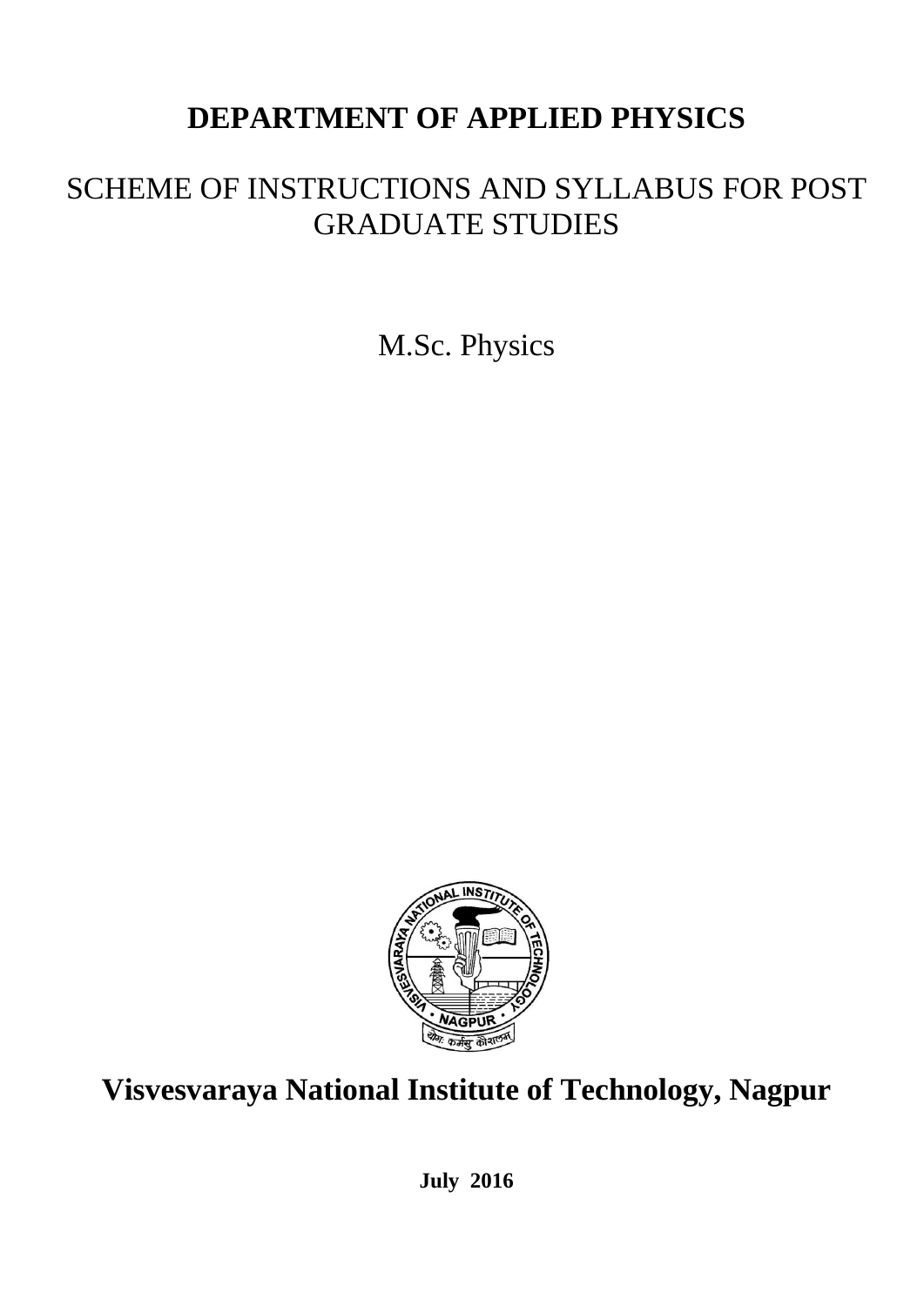# DEPARTMENT OF APPLIED PHYSICS

## SCHEME OF INSTRUCTIONS AND SYLLABUS FOR POST GRADUATE STUDIES

M.Sc. Physics

**Visvesvaraya National Institute of Technology, Nagpur**

**July 2016**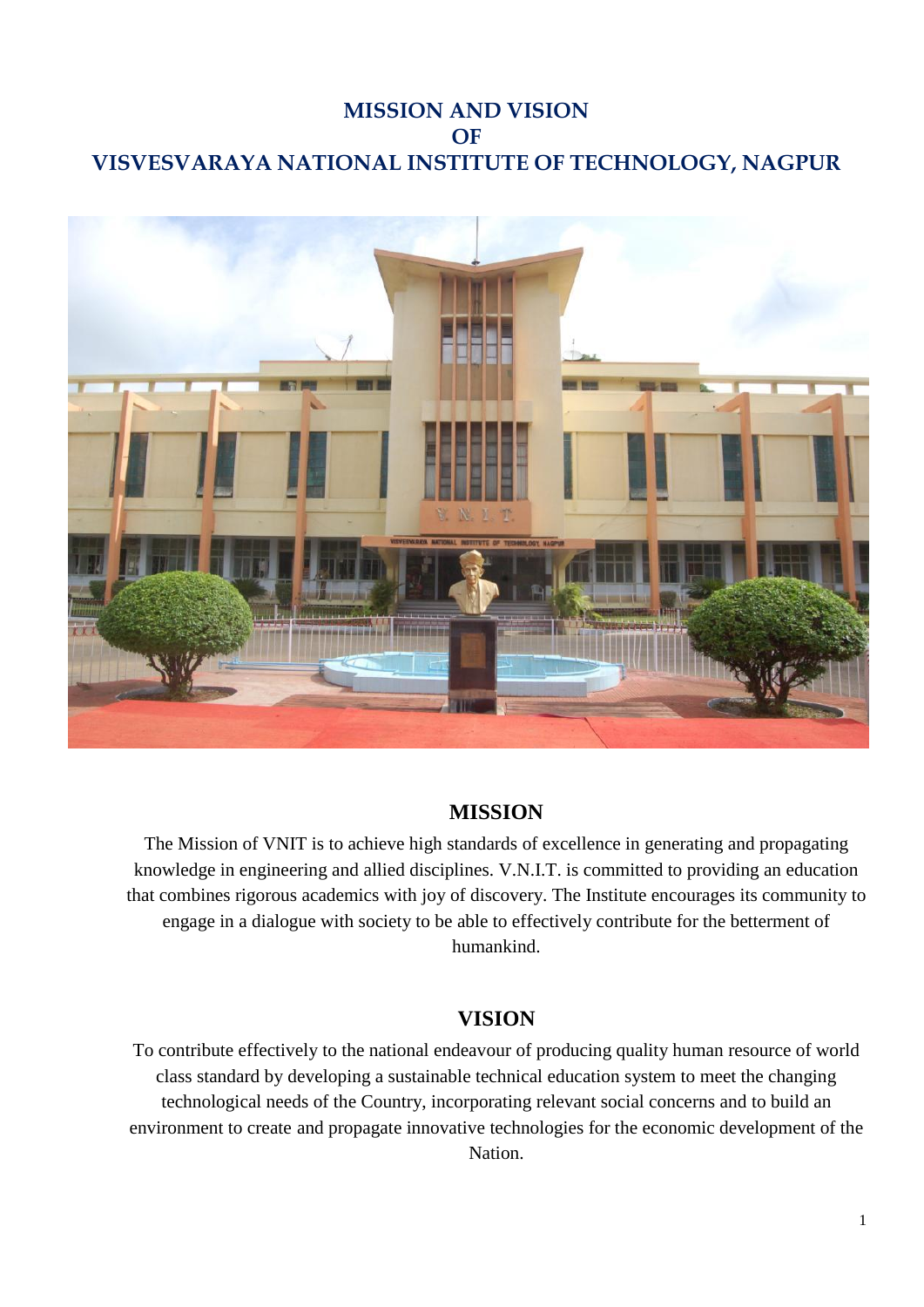# MISSION AND VISION OF VISVESVARAYA NATIONAL INSTITUTE OF TECHNOLOGY, NAGPUR

## MISSION

The Mission of VNIT is to achieve high standards of excellence in generating and propagating knowledge in engineering and allied disciplines. V.N.I.T. is committed to providing an education that combines rigorous academics with joy of discovery. The Institute encourages its community to engage in a dialogue with society to be able to effectively contribute for the betterment of humankind.

## VISION

To contribute effectively to the national endeavour of producing quality human resource of world class standard by developing a sustainable technical education system to meet the changing technological needs of the Country, incorporating relevant social concerns and to build an environment to create and propagate innovative technologies for the economic development of the Nation.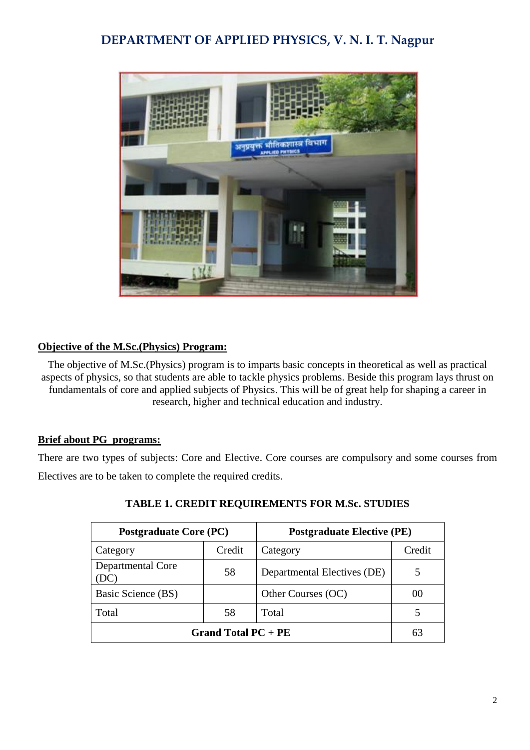# DEPARTMENT OF APPLIED PHYSICS, V. N. I. T. Nagpur

**Objective of the M.Sc.(Physics) Program:**

The objective of M.Sc.(Physics) program is to imparts basic concepts in theoretical as well as practical aspects of physics, so that students are able to tackle physics problems. Beside this program lays thrust on fundamentals of core and applied subjects of Physics. This will be of great help for shaping a career in research, higher and technical education and industry.

**Brief about PG programs:**

There are two types of subjects: Core and Elective. Core courses are compulsory and some courses from Electives are to be taken to complete the required credits.

**TABLE 1. CREDIT REQUIREMENTS FOR M.Sc. STUDIES**

| **Postgraduate Core (PC)** | | **Postgraduate Elective (PE)** | |
|---|---|---|---|
| Category | Credit | Category | Credit |
| Departmental Core (DC) | 58 | Departmental Electives (DE) | 5 |
| Basic Science (BS) | | Other Courses (OC) | 00 |
| Total | 58 | Total | 5 |
| **Grand Total PC + PE** | | | 63 |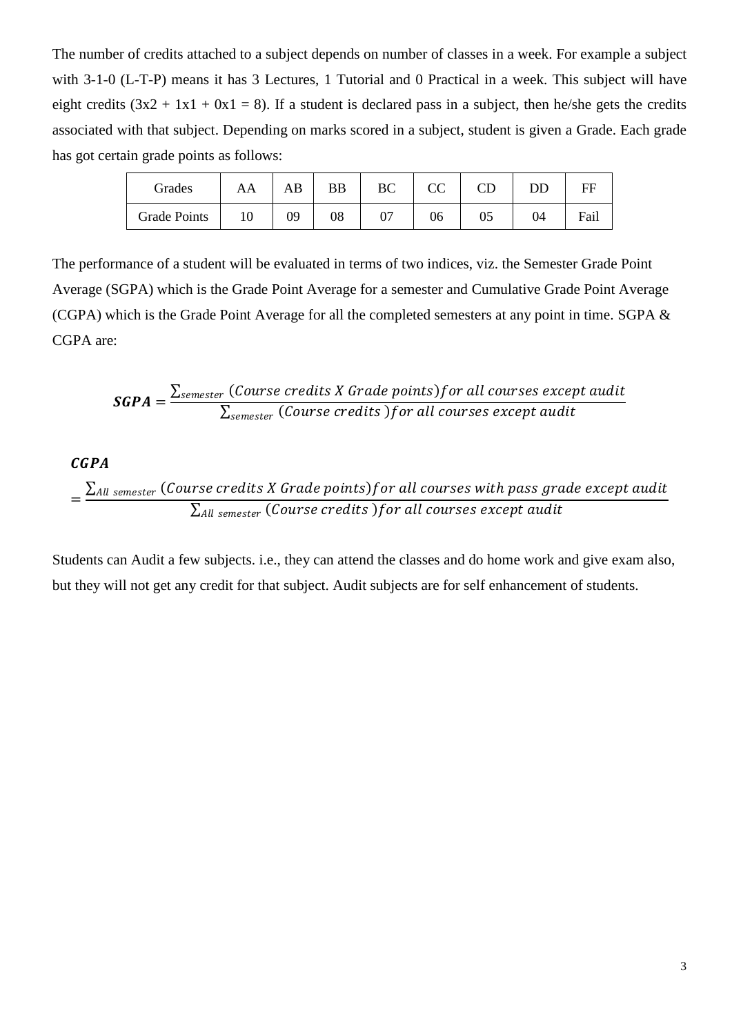The number of credits attached to a subject depends on number of classes in a week. For example a subject with 3-1-0 (L-T-P) means it has 3 Lectures, 1 Tutorial and 0 Practical in a week. This subject will have eight credits (3x2 + 1x1 + 0x1 = 8). If a student is declared pass in a subject, then he/she gets the credits associated with that subject. Depending on marks scored in a subject, student is given a Grade. Each grade has got certain grade points as follows:

| Grades | AA | AB | BB | BC | CC | CD | DD | FF |
|---|---|---|---|---|---|---|---|---|
| Grade Points | 10 | 09 | 08 | 07 | 06 | 05 | 04 | Fail |

The performance of a student will be evaluated in terms of two indices, viz. the Semester Grade Point Average (SGPA) which is the Grade Point Average for a semester and Cumulative Grade Point Average (CGPA) which is the Grade Point Average for all the completed semesters at any point in time. SGPA & CGPA are:

$$\boldsymbol{SGPA} = \frac{\sum_{semester} (Course\ credits\ X\ Grade\ points) for\ all\ courses\ except\ audit}{\sum_{semester} (Course\ credits\ ) for\ all\ courses\ except\ audit}$$

$$\boldsymbol{CGPA} = \frac{\sum_{All\ semester} (Course\ credits\ X\ Grade\ points) for\ all\ courses\ with\ pass\ grade\ except\ audit}{\sum_{All\ semester} (Course\ credits\ ) for\ all\ courses\ except\ audit}$$

Students can Audit a few subjects. i.e., they can attend the classes and do home work and give exam also, but they will not get any credit for that subject. Audit subjects are for self enhancement of students.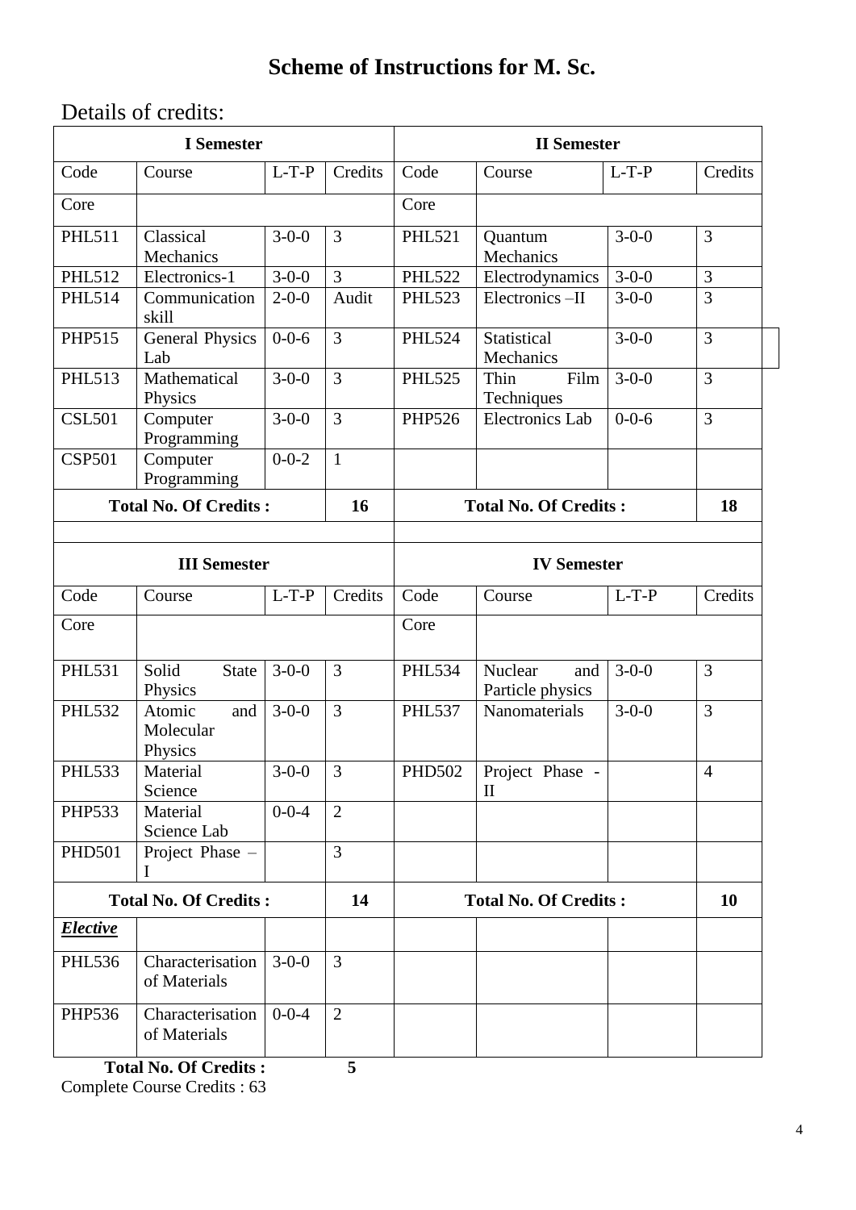# Scheme of Instructions for M. Sc.

Details of credits:

| I Semester | | | | II Semester | | | |
|---|---|---|---|---|---|---|---|
| Code | Course | L-T-P | Credits | Code | Course | L-T-P | Credits |
| Core | | | | Core | | | |
| PHL511 | Classical Mechanics | 3-0-0 | 3 | PHL521 | Quantum Mechanics | 3-0-0 | 3 |
| PHL512 | Electronics-1 | 3-0-0 | 3 | PHL522 | Electrodynamics | 3-0-0 | 3 |
| PHL514 | Communication skill | 2-0-0 | Audit | PHL523 | Electronics –II | 3-0-0 | 3 |
| PHP515 | General Physics Lab | 0-0-6 | 3 | PHL524 | Statistical Mechanics | 3-0-0 | 3 |
| PHL513 | Mathematical Physics | 3-0-0 | 3 | PHL525 | Thin Film Techniques | 3-0-0 | 3 |
| CSL501 | Computer Programming | 3-0-0 | 3 | PHP526 | Electronics Lab | 0-0-6 | 3 |
| CSP501 | Computer Programming | 0-0-2 | 1 | | | | |
| **Total No. Of Credits :** | | | **16** | **Total No. Of Credits :** | | | **18** |
| | | | | | | | |
| **III Semester** | | | | **IV Semester** | | | |
| Code | Course | L-T-P | Credits | Code | Course | L-T-P | Credits |
| Core | | | | Core | | | |
| PHL531 | Solid State Physics | 3-0-0 | 3 | PHL534 | Nuclear and Particle physics | 3-0-0 | 3 |
| PHL532 | Atomic and Molecular Physics | 3-0-0 | 3 | PHL537 | Nanomaterials | 3-0-0 | 3 |
| PHL533 | Material Science | 3-0-0 | 3 | PHD502 | Project Phase - II | | 4 |
| PHP533 | Material Science Lab | 0-0-4 | 2 | | | | |
| PHD501 | Project Phase – I | | 3 | | | | |
| **Total No. Of Credits :** | | | **14** | **Total No. Of Credits :** | | | **10** |
| ***Elective*** | | | | | | | |
| PHL536 | Characterisation of Materials | 3-0-0 | 3 | | | | |
| PHP536 | Characterisation of Materials | 0-0-4 | 2 | | | | |
| **Total No. Of Credits :** | | | **5** | | | | |

Complete Course Credits : 63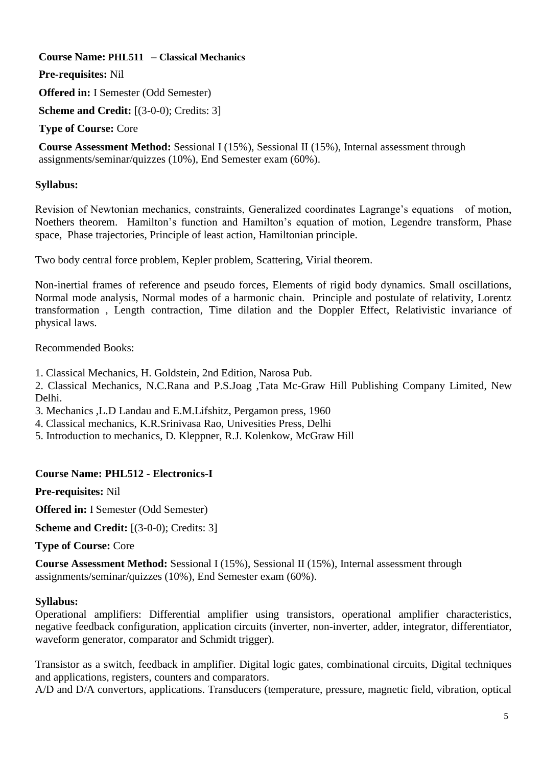**Course Name: PHL511 – Classical Mechanics**

**Pre-requisites:** Nil

**Offered in:** I Semester (Odd Semester)

**Scheme and Credit:** [(3-0-0); Credits: 3]

**Type of Course:** Core

**Course Assessment Method:** Sessional I (15%), Sessional II (15%), Internal assessment through assignments/seminar/quizzes (10%), End Semester exam (60%).

**Syllabus:**

Revision of Newtonian mechanics, constraints, Generalized coordinates Lagrange's equations of motion, Noethers theorem. Hamilton's function and Hamilton's equation of motion, Legendre transform, Phase space, Phase trajectories, Principle of least action, Hamiltonian principle.

Two body central force problem, Kepler problem, Scattering, Virial theorem.

Non-inertial frames of reference and pseudo forces, Elements of rigid body dynamics. Small oscillations, Normal mode analysis, Normal modes of a harmonic chain. Principle and postulate of relativity, Lorentz transformation , Length contraction, Time dilation and the Doppler Effect, Relativistic invariance of physical laws.

Recommended Books:

1. Classical Mechanics, H. Goldstein, 2nd Edition, Narosa Pub.
2. Classical Mechanics, N.C.Rana and P.S.Joag ,Tata Mc-Graw Hill Publishing Company Limited, New Delhi.
3. Mechanics ,L.D Landau and E.M.Lifshitz, Pergamon press, 1960
4. Classical mechanics, K.R.Srinivasa Rao, Univesities Press, Delhi
5. Introduction to mechanics, D. Kleppner, R.J. Kolenkow, McGraw Hill

**Course Name: PHL512 - Electronics-I**

**Pre-requisites:** Nil

**Offered in:** I Semester (Odd Semester)

**Scheme and Credit:** [(3-0-0); Credits: 3]

**Type of Course:** Core

**Course Assessment Method:** Sessional I (15%), Sessional II (15%), Internal assessment through assignments/seminar/quizzes (10%), End Semester exam (60%).

**Syllabus:**

Operational amplifiers: Differential amplifier using transistors, operational amplifier characteristics, negative feedback configuration, application circuits (inverter, non-inverter, adder, integrator, differentiator, waveform generator, comparator and Schmidt trigger).

Transistor as a switch, feedback in amplifier. Digital logic gates, combinational circuits, Digital techniques and applications, registers, counters and comparators.

A/D and D/A convertors, applications. Transducers (temperature, pressure, magnetic field, vibration, optical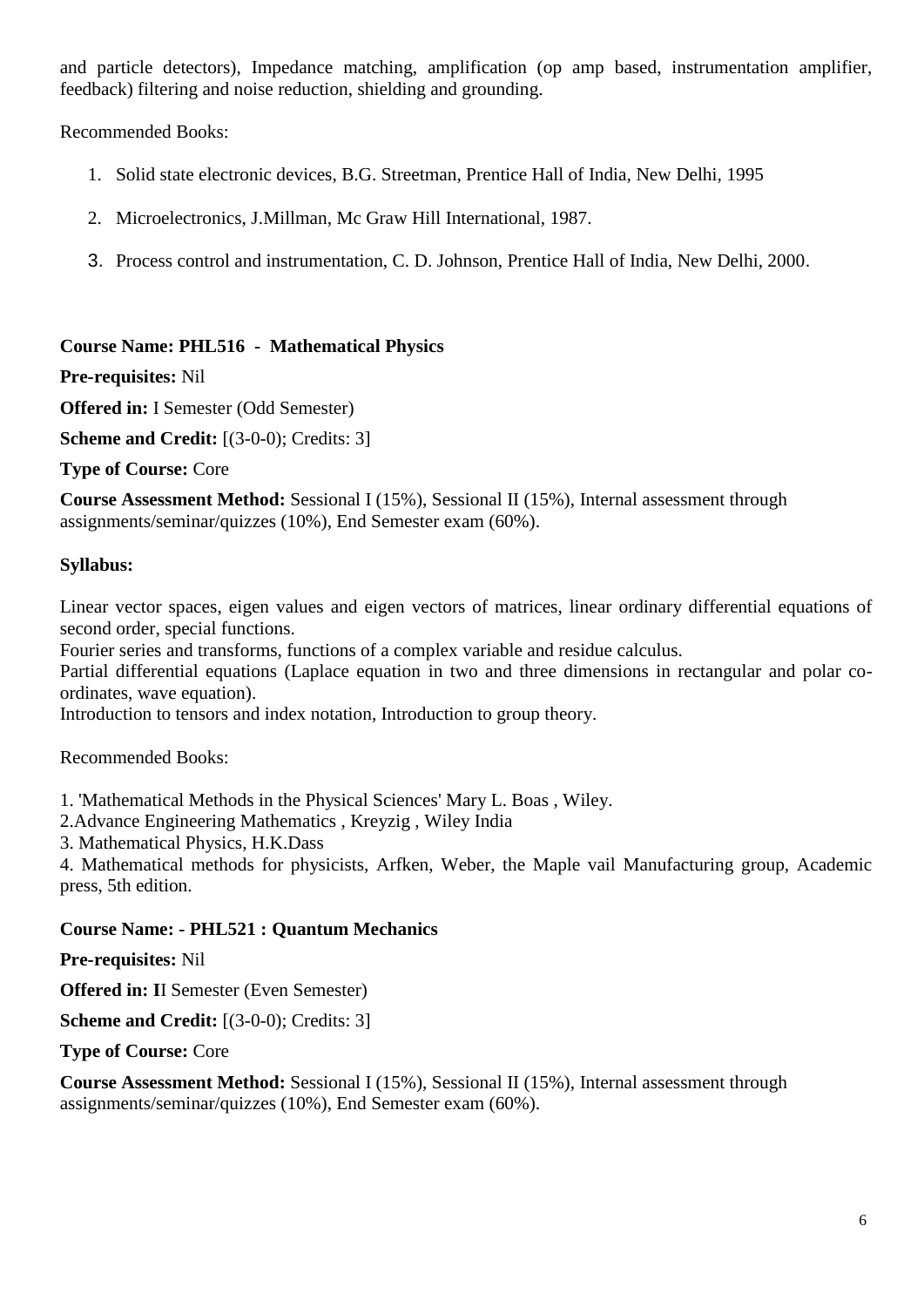and particle detectors), Impedance matching, amplification (op amp based, instrumentation amplifier, feedback) filtering and noise reduction, shielding and grounding.

Recommended Books:

1. Solid state electronic devices, B.G. Streetman, Prentice Hall of India, New Delhi, 1995
2. Microelectronics, J.Millman, Mc Graw Hill International, 1987.
3. Process control and instrumentation, C. D. Johnson, Prentice Hall of India, New Delhi, 2000.

**Course Name: PHL516 - Mathematical Physics**

**Pre-requisites:** Nil

**Offered in:** I Semester (Odd Semester)

**Scheme and Credit:** [(3-0-0); Credits: 3]

**Type of Course:** Core

**Course Assessment Method:** Sessional I (15%), Sessional II (15%), Internal assessment through assignments/seminar/quizzes (10%), End Semester exam (60%).

**Syllabus:**

Linear vector spaces, eigen values and eigen vectors of matrices, linear ordinary differential equations of second order, special functions.
Fourier series and transforms, functions of a complex variable and residue calculus.
Partial differential equations (Laplace equation in two and three dimensions in rectangular and polar co-ordinates, wave equation).
Introduction to tensors and index notation, Introduction to group theory.

Recommended Books:

1. 'Mathematical Methods in the Physical Sciences' Mary L. Boas , Wiley.
2. Advance Engineering Mathematics , Kreyzig , Wiley India
3. Mathematical Physics, H.K.Dass
4. Mathematical methods for physicists, Arfken, Weber, the Maple vail Manufacturing group, Academic press, 5th edition.

**Course Name: - PHL521 : Quantum Mechanics**

**Pre-requisites:** Nil

**Offered in: I**I Semester (Even Semester)

**Scheme and Credit:** [(3-0-0); Credits: 3]

**Type of Course:** Core

**Course Assessment Method:** Sessional I (15%), Sessional II (15%), Internal assessment through assignments/seminar/quizzes (10%), End Semester exam (60%).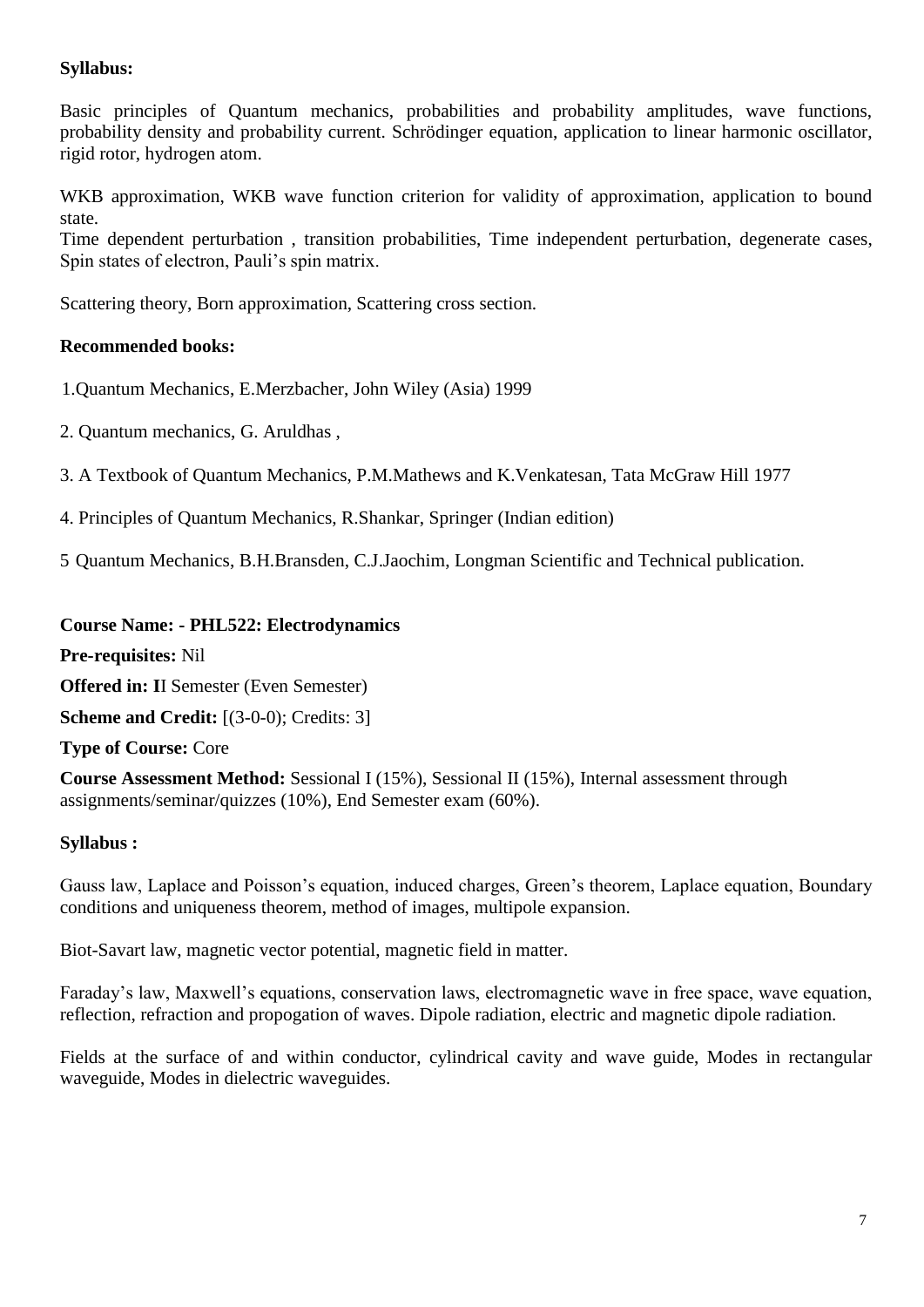**Syllabus:**

Basic principles of Quantum mechanics, probabilities and probability amplitudes, wave functions, probability density and probability current. Schrödinger equation, application to linear harmonic oscillator, rigid rotor, hydrogen atom.

WKB approximation, WKB wave function criterion for validity of approximation, application to bound state.
Time dependent perturbation , transition probabilities, Time independent perturbation, degenerate cases, Spin states of electron, Pauli's spin matrix.

Scattering theory, Born approximation, Scattering cross section.

**Recommended books:**

1. Quantum Mechanics, E.Merzbacher, John Wiley (Asia) 1999

2. Quantum mechanics, G. Aruldhas ,

3. A Textbook of Quantum Mechanics, P.M.Mathews and K.Venkatesan, Tata McGraw Hill 1977

4. Principles of Quantum Mechanics, R.Shankar, Springer (Indian edition)

5 Quantum Mechanics, B.H.Bransden, C.J.Jaochim, Longman Scientific and Technical publication.

**Course Name: - PHL522: Electrodynamics**

**Pre-requisites:** Nil

**Offered in: I**I Semester (Even Semester)

**Scheme and Credit:** [(3-0-0); Credits: 3]

**Type of Course:** Core

**Course Assessment Method:** Sessional I (15%), Sessional II (15%), Internal assessment through assignments/seminar/quizzes (10%), End Semester exam (60%).

**Syllabus :**

Gauss law, Laplace and Poisson's equation, induced charges, Green's theorem, Laplace equation, Boundary conditions and uniqueness theorem, method of images, multipole expansion.

Biot-Savart law, magnetic vector potential, magnetic field in matter.

Faraday's law, Maxwell's equations, conservation laws, electromagnetic wave in free space, wave equation, reflection, refraction and propogation of waves. Dipole radiation, electric and magnetic dipole radiation.

Fields at the surface of and within conductor, cylindrical cavity and wave guide, Modes in rectangular waveguide, Modes in dielectric waveguides.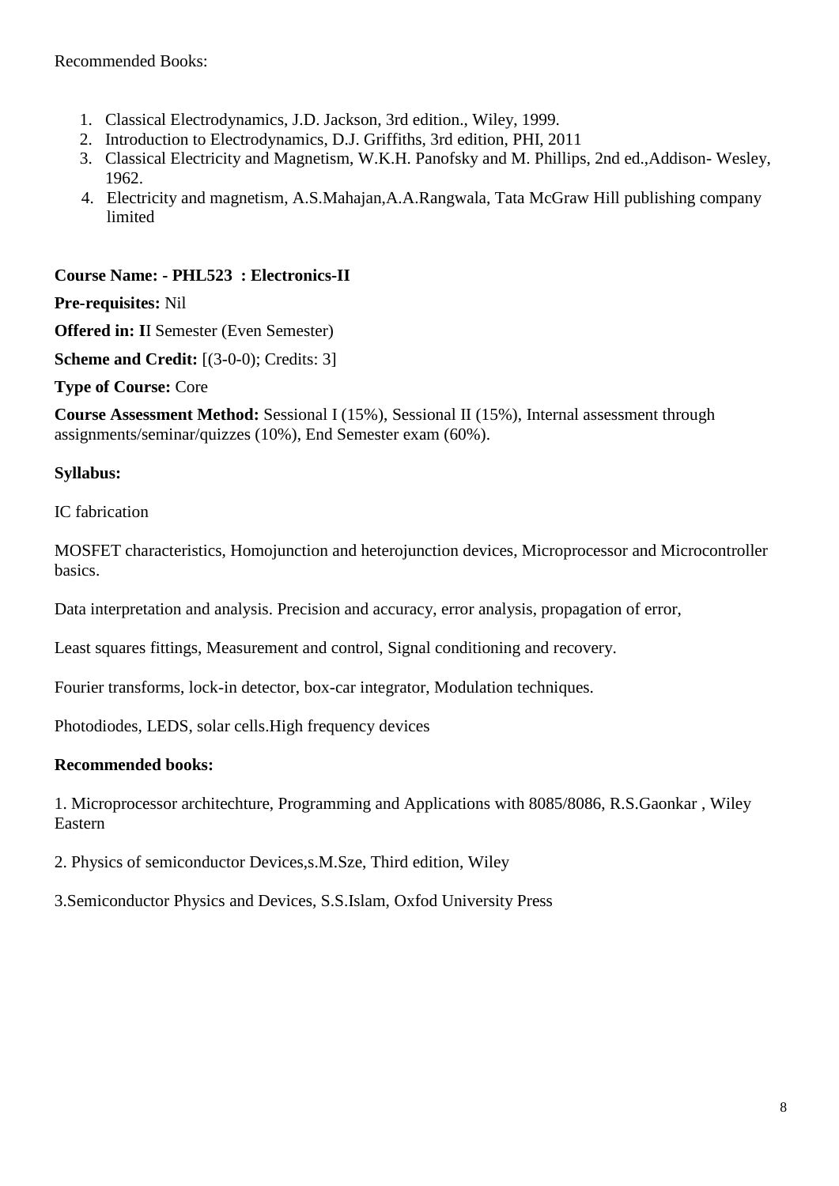Recommended Books:

1. Classical Electrodynamics, J.D. Jackson, 3rd edition., Wiley, 1999.
2. Introduction to Electrodynamics, D.J. Griffiths, 3rd edition, PHI, 2011
3. Classical Electricity and Magnetism, W.K.H. Panofsky and M. Phillips, 2nd ed.,Addison- Wesley, 1962.
4. Electricity and magnetism, A.S.Mahajan,A.A.Rangwala, Tata McGraw Hill publishing company limited

**Course Name: - PHL523 : Electronics-II**

**Pre-requisites:** Nil

**Offered in: I**I Semester (Even Semester)

**Scheme and Credit:** [(3-0-0); Credits: 3]

**Type of Course:** Core

**Course Assessment Method:** Sessional I (15%), Sessional II (15%), Internal assessment through assignments/seminar/quizzes (10%), End Semester exam (60%).

**Syllabus:**

IC fabrication

MOSFET characteristics, Homojunction and heterojunction devices, Microprocessor and Microcontroller basics.

Data interpretation and analysis. Precision and accuracy, error analysis, propagation of error,

Least squares fittings, Measurement and control, Signal conditioning and recovery.

Fourier transforms, lock-in detector, box-car integrator, Modulation techniques.

Photodiodes, LEDS, solar cells.High frequency devices

**Recommended books:**

1. Microprocessor architechture, Programming and Applications with 8085/8086, R.S.Gaonkar , Wiley Eastern

2. Physics of semiconductor Devices,s.M.Sze, Third edition, Wiley

3.Semiconductor Physics and Devices, S.S.Islam, Oxfod University Press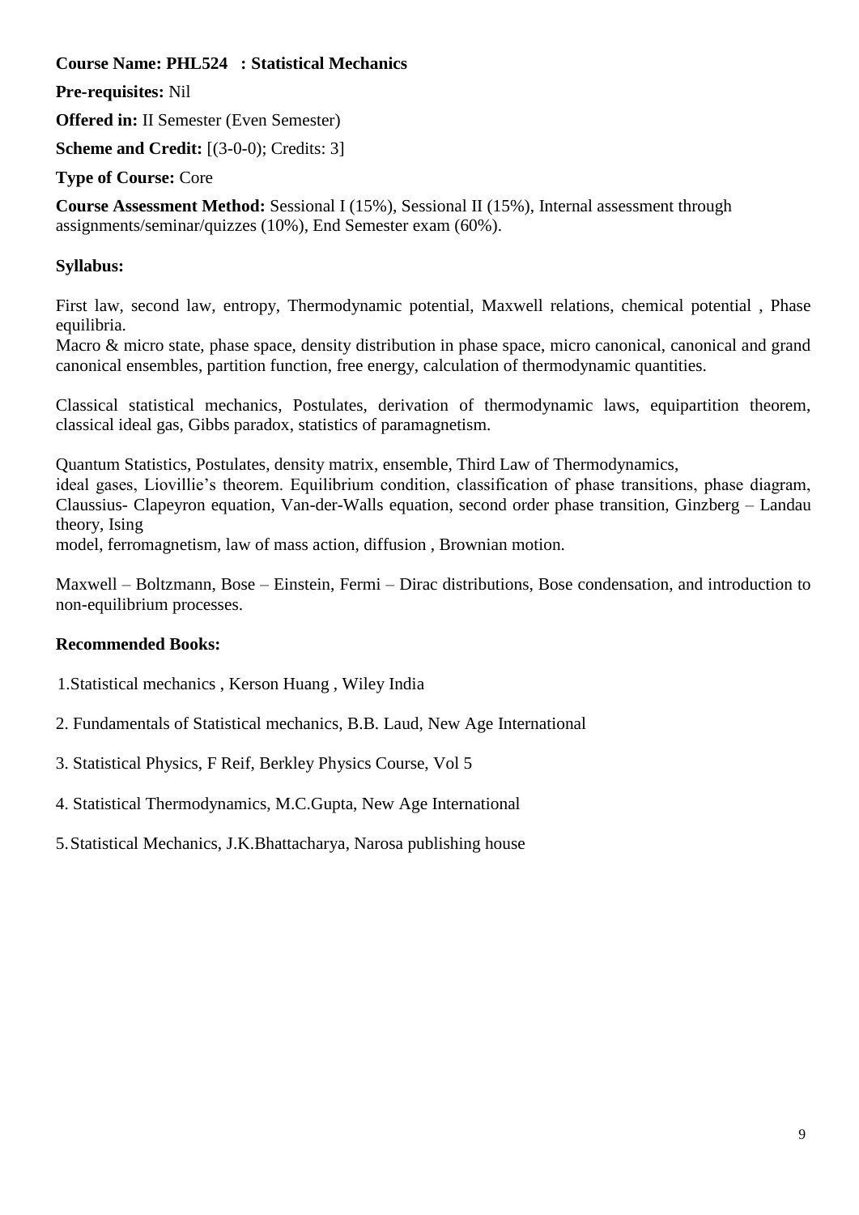**Course Name: PHL524 : Statistical Mechanics**

**Pre-requisites:** Nil

**Offered in:** II Semester (Even Semester)

**Scheme and Credit:** [(3-0-0); Credits: 3]

**Type of Course:** Core

**Course Assessment Method:** Sessional I (15%), Sessional II (15%), Internal assessment through assignments/seminar/quizzes (10%), End Semester exam (60%).

**Syllabus:**

First law, second law, entropy, Thermodynamic potential, Maxwell relations, chemical potential , Phase equilibria.
Macro & micro state, phase space, density distribution in phase space, micro canonical, canonical and grand canonical ensembles, partition function, free energy, calculation of thermodynamic quantities.

Classical statistical mechanics, Postulates, derivation of thermodynamic laws, equipartition theorem, classical ideal gas, Gibbs paradox, statistics of paramagnetism.

Quantum Statistics, Postulates, density matrix, ensemble, Third Law of Thermodynamics,
ideal gases, Liovillie's theorem. Equilibrium condition, classification of phase transitions, phase diagram, Claussius- Clapeyron equation, Van-der-Walls equation, second order phase transition, Ginzberg – Landau theory, Ising
model, ferromagnetism, law of mass action, diffusion , Brownian motion.

Maxwell – Boltzmann, Bose – Einstein, Fermi – Dirac distributions, Bose condensation, and introduction to non-equilibrium processes.

**Recommended Books:**

1. Statistical mechanics , Kerson Huang , Wiley India
2. Fundamentals of Statistical mechanics, B.B. Laud, New Age International
3. Statistical Physics, F Reif, Berkley Physics Course, Vol 5
4. Statistical Thermodynamics, M.C.Gupta, New Age International
5. Statistical Mechanics, J.K.Bhattacharya, Narosa publishing house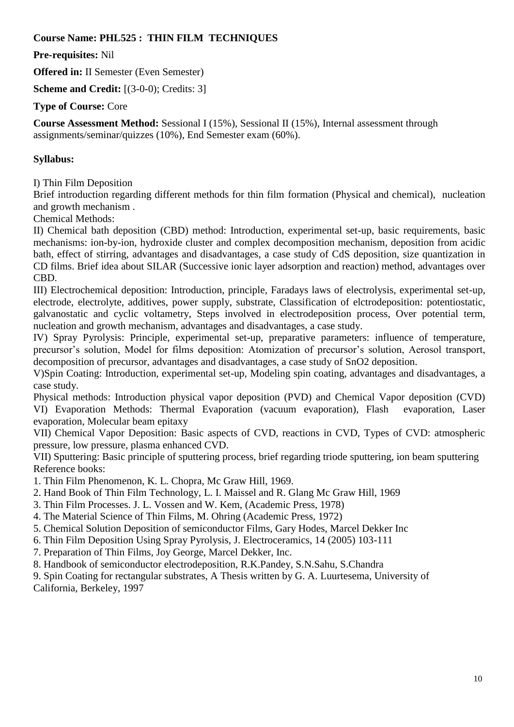**Course Name: PHL525 : THIN FILM TECHNIQUES**

**Pre-requisites:** Nil

**Offered in:** II Semester (Even Semester)

**Scheme and Credit:** [(3-0-0); Credits: 3]

**Type of Course:** Core

**Course Assessment Method:** Sessional I (15%), Sessional II (15%), Internal assessment through assignments/seminar/quizzes (10%), End Semester exam (60%).

**Syllabus:**

I) Thin Film Deposition

Brief introduction regarding different methods for thin film formation (Physical and chemical), nucleation and growth mechanism .

Chemical Methods:

II) Chemical bath deposition (CBD) method: Introduction, experimental set-up, basic requirements, basic mechanisms: ion-by-ion, hydroxide cluster and complex decomposition mechanism, deposition from acidic bath, effect of stirring, advantages and disadvantages, a case study of CdS deposition, size quantization in CD films. Brief idea about SILAR (Successive ionic layer adsorption and reaction) method, advantages over CBD.

III) Electrochemical deposition: Introduction, principle, Faradays laws of electrolysis, experimental set-up, electrode, electrolyte, additives, power supply, substrate, Classification of elctrodeposition: potentiostatic, galvanostatic and cyclic voltametry, Steps involved in electrodeposition process, Over potential term, nucleation and growth mechanism, advantages and disadvantages, a case study.

IV) Spray Pyrolysis: Principle, experimental set-up, preparative parameters: influence of temperature, precursor's solution, Model for films deposition: Atomization of precursor's solution, Aerosol transport, decomposition of precursor, advantages and disadvantages, a case study of $SnO_2$ deposition.

V)Spin Coating: Introduction, experimental set-up, Modeling spin coating, advantages and disadvantages, a case study.

Physical methods: Introduction physical vapor deposition (PVD) and Chemical Vapor deposition (CVD)

VI) Evaporation Methods: Thermal Evaporation (vacuum evaporation), Flash evaporation, Laser evaporation, Molecular beam epitaxy

VII) Chemical Vapor Deposition: Basic aspects of CVD, reactions in CVD, Types of CVD: atmospheric pressure, low pressure, plasma enhanced CVD.

VII) Sputtering: Basic principle of sputtering process, brief regarding triode sputtering, ion beam sputtering

Reference books:

1. Thin Film Phenomenon, K. L. Chopra, Mc Graw Hill, 1969.
2. Hand Book of Thin Film Technology, L. I. Maissel and R. Glang Mc Graw Hill, 1969
3. Thin Film Processes. J. L. Vossen and W. Kem, (Academic Press, 1978)
4. The Material Science of Thin Films, M. Ohring (Academic Press, 1972)
5. Chemical Solution Deposition of semiconductor Films, Gary Hodes, Marcel Dekker Inc
6. Thin Film Deposition Using Spray Pyrolysis, J. Electroceramics, 14 (2005) 103-111
7. Preparation of Thin Films, Joy George, Marcel Dekker, Inc.
8. Handbook of semiconductor electrodeposition, R.K.Pandey, S.N.Sahu, S.Chandra
9. Spin Coating for rectangular substrates, A Thesis written by G. A. Luurtesema, University of California, Berkeley, 1997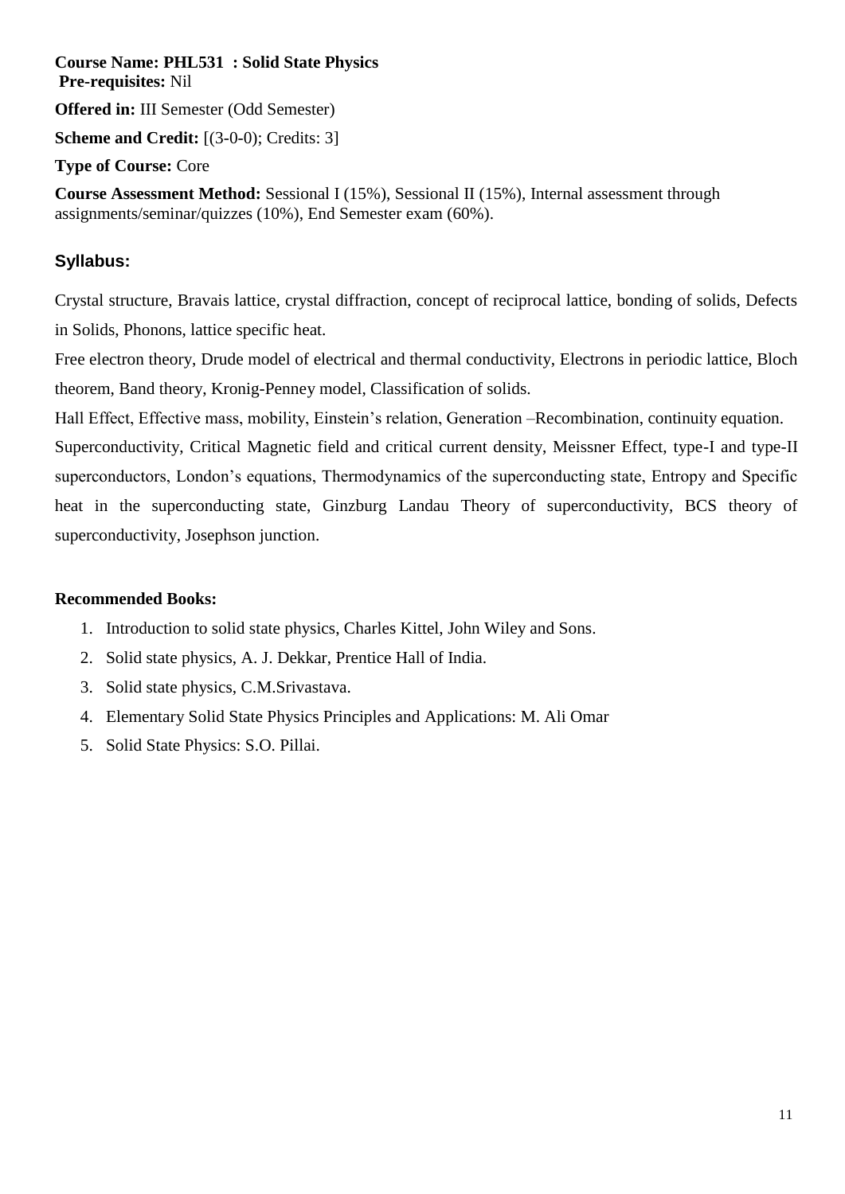**Course Name: PHL531 : Solid State Physics**
**Pre-requisites:** Nil

**Offered in:** III Semester (Odd Semester)

**Scheme and Credit:** [(3-0-0); Credits: 3]

**Type of Course:** Core

**Course Assessment Method:** Sessional I (15%), Sessional II (15%), Internal assessment through assignments/seminar/quizzes (10%), End Semester exam (60%).

## Syllabus:

Crystal structure, Bravais lattice, crystal diffraction, concept of reciprocal lattice, bonding of solids, Defects in Solids, Phonons, lattice specific heat.

Free electron theory, Drude model of electrical and thermal conductivity, Electrons in periodic lattice, Bloch theorem, Band theory, Kronig-Penney model, Classification of solids.

Hall Effect, Effective mass, mobility, Einstein's relation, Generation –Recombination, continuity equation.

Superconductivity, Critical Magnetic field and critical current density, Meissner Effect, type-I and type-II superconductors, London's equations, Thermodynamics of the superconducting state, Entropy and Specific heat in the superconducting state, Ginzburg Landau Theory of superconductivity, BCS theory of superconductivity, Josephson junction.

**Recommended Books:**

1. Introduction to solid state physics, Charles Kittel, John Wiley and Sons.
2. Solid state physics, A. J. Dekkar, Prentice Hall of India.
3. Solid state physics, C.M.Srivastava.
4. Elementary Solid State Physics Principles and Applications: M. Ali Omar
5. Solid State Physics: S.O. Pillai.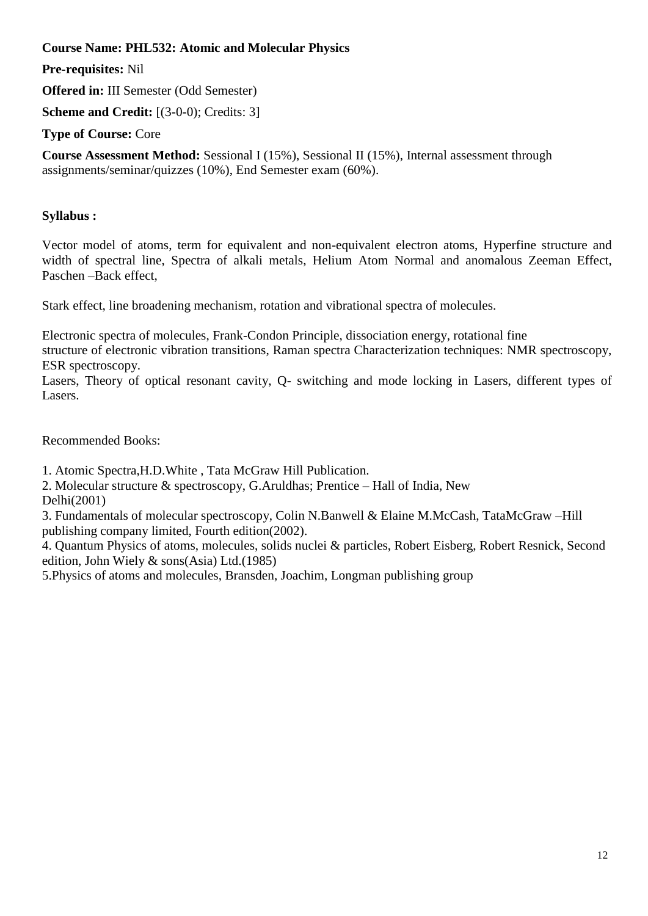**Course Name: PHL532: Atomic and Molecular Physics**

**Pre-requisites:** Nil

**Offered in:** III Semester (Odd Semester)

**Scheme and Credit:** [(3-0-0); Credits: 3]

**Type of Course:** Core

**Course Assessment Method:** Sessional I (15%), Sessional II (15%), Internal assessment through assignments/seminar/quizzes (10%), End Semester exam (60%).

**Syllabus :**

Vector model of atoms, term for equivalent and non-equivalent electron atoms, Hyperfine structure and width of spectral line, Spectra of alkali metals, Helium Atom Normal and anomalous Zeeman Effect, Paschen –Back effect,

Stark effect, line broadening mechanism, rotation and vibrational spectra of molecules.

Electronic spectra of molecules, Frank-Condon Principle, dissociation energy, rotational fine structure of electronic vibration transitions, Raman spectra Characterization techniques: NMR spectroscopy, ESR spectroscopy.

Lasers, Theory of optical resonant cavity, Q- switching and mode locking in Lasers, different types of Lasers.

Recommended Books:

1. Atomic Spectra,H.D.White , Tata McGraw Hill Publication.
2. Molecular structure & spectroscopy, G.Aruldhas; Prentice – Hall of India, New Delhi(2001)
3. Fundamentals of molecular spectroscopy, Colin N.Banwell & Elaine M.McCash, TataMcGraw –Hill publishing company limited, Fourth edition(2002).
4. Quantum Physics of atoms, molecules, solids nuclei & particles, Robert Eisberg, Robert Resnick, Second edition, John Wiely & sons(Asia) Ltd.(1985)
5. Physics of atoms and molecules, Bransden, Joachim, Longman publishing group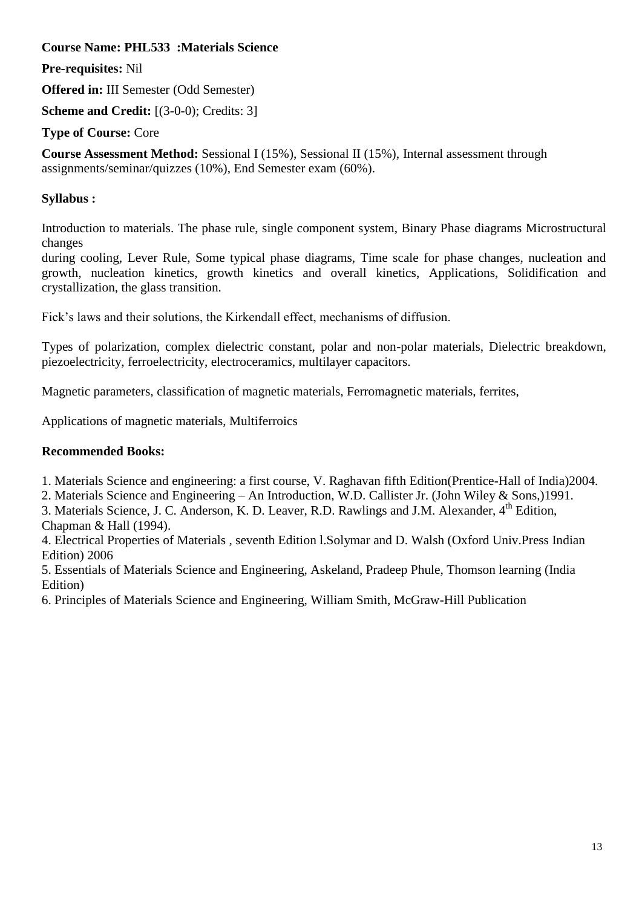**Course Name: PHL533 :Materials Science**

**Pre-requisites:** Nil

**Offered in:** III Semester (Odd Semester)

**Scheme and Credit:** [(3-0-0); Credits: 3]

**Type of Course:** Core

**Course Assessment Method:** Sessional I (15%), Sessional II (15%), Internal assessment through assignments/seminar/quizzes (10%), End Semester exam (60%).

**Syllabus :**

Introduction to materials. The phase rule, single component system, Binary Phase diagrams Microstructural changes during cooling, Lever Rule, Some typical phase diagrams, Time scale for phase changes, nucleation and growth, nucleation kinetics, growth kinetics and overall kinetics, Applications, Solidification and crystallization, the glass transition.

Fick's laws and their solutions, the Kirkendall effect, mechanisms of diffusion.

Types of polarization, complex dielectric constant, polar and non-polar materials, Dielectric breakdown, piezoelectricity, ferroelectricity, electroceramics, multilayer capacitors.

Magnetic parameters, classification of magnetic materials, Ferromagnetic materials, ferrites,

Applications of magnetic materials, Multiferroics

**Recommended Books:**

1. Materials Science and engineering: a first course, V. Raghavan fifth Edition(Prentice-Hall of India)2004.
2. Materials Science and Engineering – An Introduction, W.D. Callister Jr. (John Wiley & Sons,)1991.
3. Materials Science, J. C. Anderson, K. D. Leaver, R.D. Rawlings and J.M. Alexander, 4th Edition, Chapman & Hall (1994).
4. Electrical Properties of Materials , seventh Edition l.Solymar and D. Walsh (Oxford Univ.Press Indian Edition) 2006
5. Essentials of Materials Science and Engineering, Askeland, Pradeep Phule, Thomson learning (India Edition)
6. Principles of Materials Science and Engineering, William Smith, McGraw-Hill Publication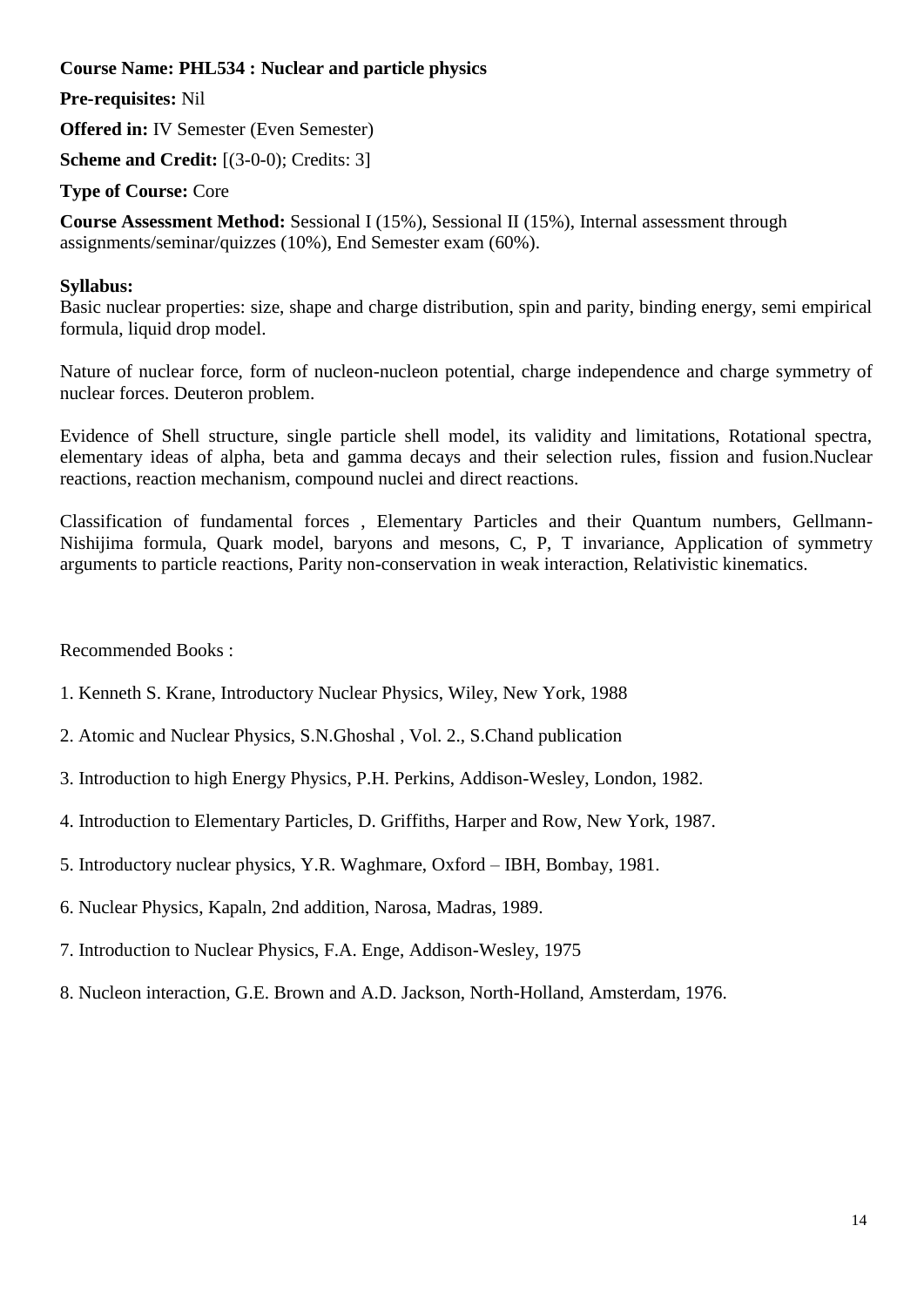**Course Name: PHL534 : Nuclear and particle physics**

**Pre-requisites:** Nil

**Offered in:** IV Semester (Even Semester)

**Scheme and Credit:** [(3-0-0); Credits: 3]

**Type of Course:** Core

**Course Assessment Method:** Sessional I (15%), Sessional II (15%), Internal assessment through assignments/seminar/quizzes (10%), End Semester exam (60%).

**Syllabus:**

Basic nuclear properties: size, shape and charge distribution, spin and parity, binding energy, semi empirical formula, liquid drop model.

Nature of nuclear force, form of nucleon-nucleon potential, charge independence and charge symmetry of nuclear forces. Deuteron problem.

Evidence of Shell structure, single particle shell model, its validity and limitations, Rotational spectra, elementary ideas of alpha, beta and gamma decays and their selection rules, fission and fusion.Nuclear reactions, reaction mechanism, compound nuclei and direct reactions.

Classification of fundamental forces , Elementary Particles and their Quantum numbers, Gellmann-Nishijima formula, Quark model, baryons and mesons, C, P, T invariance, Application of symmetry arguments to particle reactions, Parity non-conservation in weak interaction, Relativistic kinematics.

Recommended Books :

1. Kenneth S. Krane, Introductory Nuclear Physics, Wiley, New York, 1988

2. Atomic and Nuclear Physics, S.N.Ghoshal , Vol. 2., S.Chand publication

3. Introduction to high Energy Physics, P.H. Perkins, Addison-Wesley, London, 1982.

4. Introduction to Elementary Particles, D. Griffiths, Harper and Row, New York, 1987.

5. Introductory nuclear physics, Y.R. Waghmare, Oxford – IBH, Bombay, 1981.

6. Nuclear Physics, Kapaln, 2nd addition, Narosa, Madras, 1989.

7. Introduction to Nuclear Physics, F.A. Enge, Addison-Wesley, 1975

8. Nucleon interaction, G.E. Brown and A.D. Jackson, North-Holland, Amsterdam, 1976.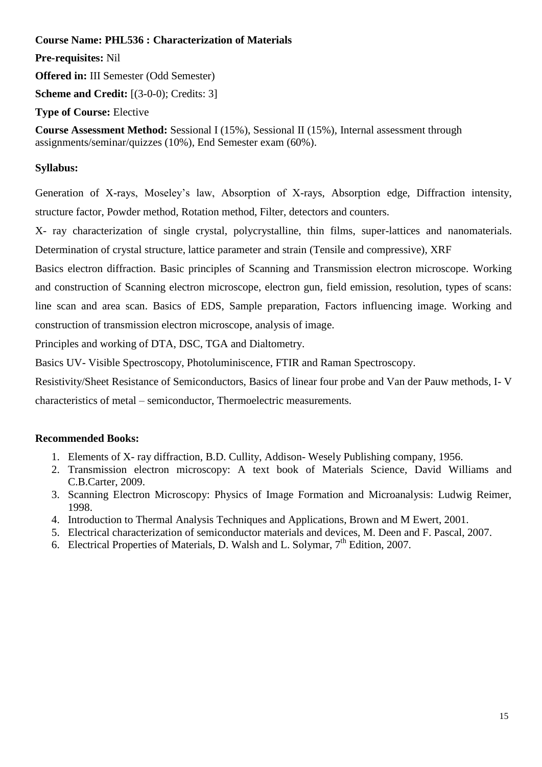**Course Name: PHL536 : Characterization of Materials**

**Pre-requisites:** Nil

**Offered in:** III Semester (Odd Semester)

**Scheme and Credit:** [(3-0-0); Credits: 3]

**Type of Course:** Elective

**Course Assessment Method:** Sessional I (15%), Sessional II (15%), Internal assessment through assignments/seminar/quizzes (10%), End Semester exam (60%).

**Syllabus:**

Generation of X-rays, Moseley's law, Absorption of X-rays, Absorption edge, Diffraction intensity, structure factor, Powder method, Rotation method, Filter, detectors and counters.

X- ray characterization of single crystal, polycrystalline, thin films, super-lattices and nanomaterials. Determination of crystal structure, lattice parameter and strain (Tensile and compressive), XRF

Basics electron diffraction. Basic principles of Scanning and Transmission electron microscope. Working and construction of Scanning electron microscope, electron gun, field emission, resolution, types of scans: line scan and area scan. Basics of EDS, Sample preparation, Factors influencing image. Working and construction of transmission electron microscope, analysis of image.

Principles and working of DTA, DSC, TGA and Dialtometry.

Basics UV- Visible Spectroscopy, Photoluminiscence, FTIR and Raman Spectroscopy.

Resistivity/Sheet Resistance of Semiconductors, Basics of linear four probe and Van der Pauw methods, I- V characteristics of metal – semiconductor, Thermoelectric measurements.

**Recommended Books:**

1. Elements of X- ray diffraction, B.D. Cullity, Addison- Wesely Publishing company, 1956.
2. Transmission electron microscopy: A text book of Materials Science, David Williams and C.B.Carter, 2009.
3. Scanning Electron Microscopy: Physics of Image Formation and Microanalysis: Ludwig Reimer, 1998.
4. Introduction to Thermal Analysis Techniques and Applications, Brown and M Ewert, 2001.
5. Electrical characterization of semiconductor materials and devices, M. Deen and F. Pascal, 2007.
6. Electrical Properties of Materials, D. Walsh and L. Solymar, 7th Edition, 2007.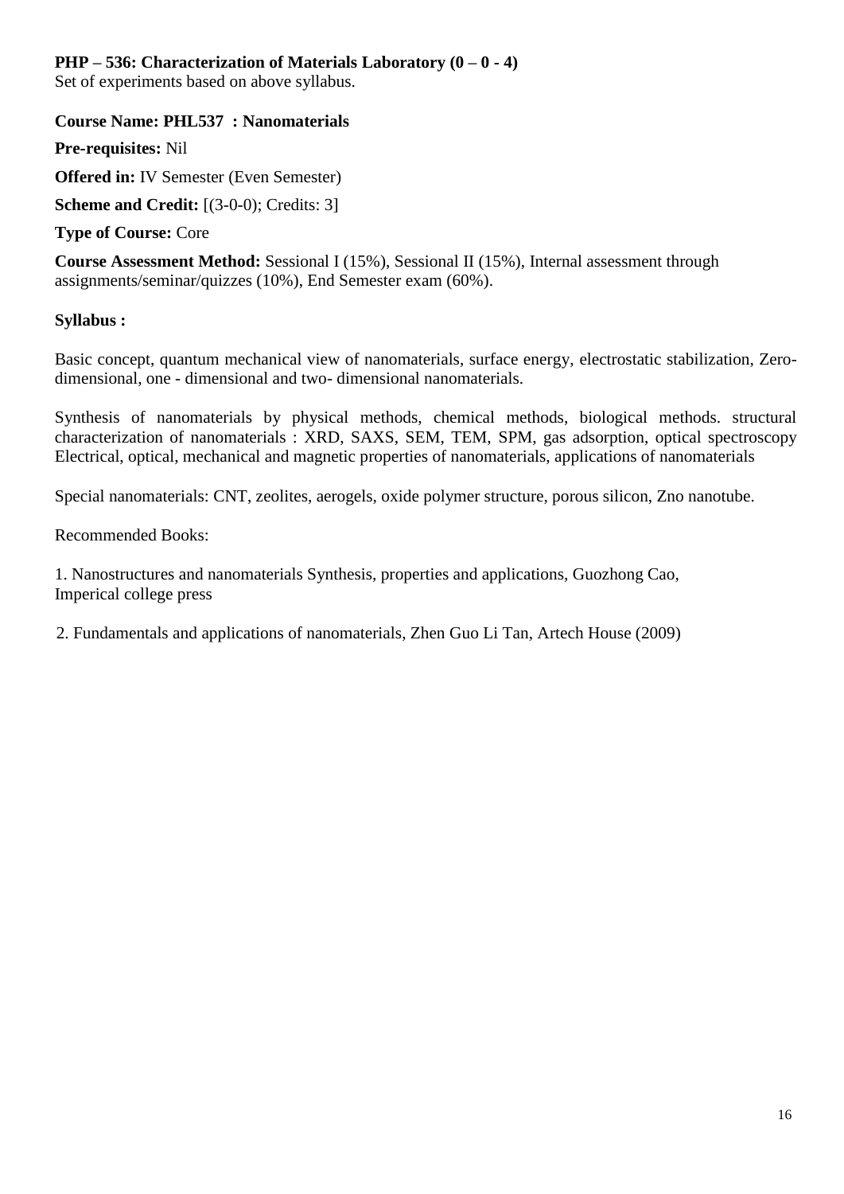**PHP – 536: Characterization of Materials Laboratory (0 – 0 - 4)**
Set of experiments based on above syllabus.

**Course Name: PHL537 : Nanomaterials**

**Pre-requisites:** Nil

**Offered in:** IV Semester (Even Semester)

**Scheme and Credit:** [(3-0-0); Credits: 3]

**Type of Course:** Core

**Course Assessment Method:** Sessional I (15%), Sessional II (15%), Internal assessment through assignments/seminar/quizzes (10%), End Semester exam (60%).

**Syllabus :**

Basic concept, quantum mechanical view of nanomaterials, surface energy, electrostatic stabilization, Zero-dimensional, one - dimensional and two- dimensional nanomaterials.

Synthesis of nanomaterials by physical methods, chemical methods, biological methods. structural characterization of nanomaterials : XRD, SAXS, SEM, TEM, SPM, gas adsorption, optical spectroscopy Electrical, optical, mechanical and magnetic properties of nanomaterials, applications of nanomaterials

Special nanomaterials: CNT, zeolites, aerogels, oxide polymer structure, porous silicon, Zno nanotube.

Recommended Books:

1. Nanostructures and nanomaterials Synthesis, properties and applications, Guozhong Cao, Imperical college press

2. Fundamentals and applications of nanomaterials, Zhen Guo Li Tan, Artech House (2009)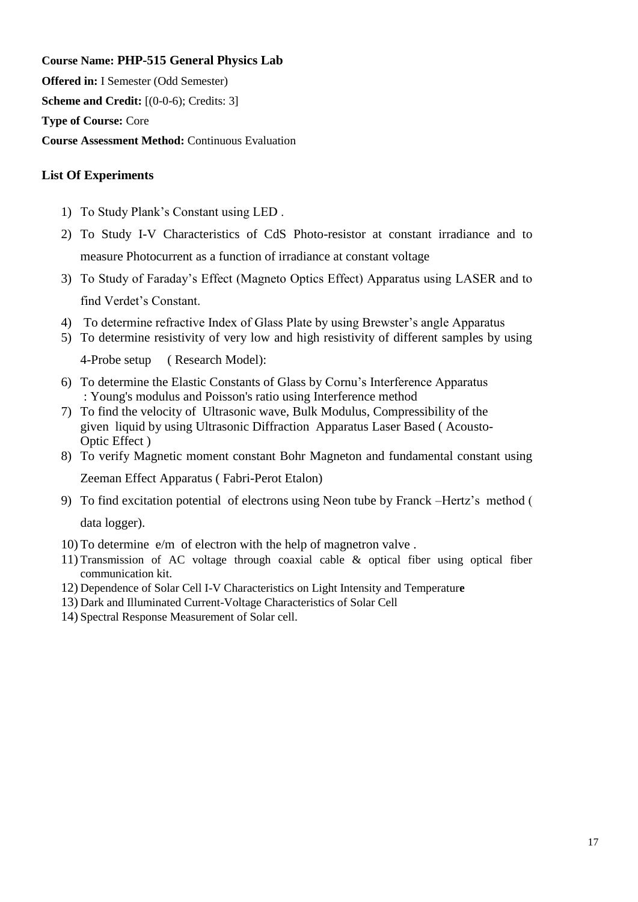**Course Name: PHP-515 General Physics Lab**

**Offered in:** I Semester (Odd Semester)

**Scheme and Credit:** [(0-0-6); Credits: 3]

**Type of Course:** Core

**Course Assessment Method:** Continuous Evaluation

**List Of Experiments**

1) To Study Plank's Constant using LED .
2) To Study I-V Characteristics of CdS Photo-resistor at constant irradiance and to measure Photocurrent as a function of irradiance at constant voltage
3) To Study of Faraday's Effect (Magneto Optics Effect) Apparatus using LASER and to find Verdet's Constant.
4) To determine refractive Index of Glass Plate by using Brewster's angle Apparatus
5) To determine resistivity of very low and high resistivity of different samples by using 4-Probe setup ( Research Model):
6) To determine the Elastic Constants of Glass by Cornu's Interference Apparatus : Young's modulus and Poisson's ratio using Interference method
7) To find the velocity of Ultrasonic wave, Bulk Modulus, Compressibility of the given liquid by using Ultrasonic Diffraction Apparatus Laser Based ( Acousto-Optic Effect )
8) To verify Magnetic moment constant Bohr Magneton and fundamental constant using Zeeman Effect Apparatus ( Fabri-Perot Etalon)
9) To find excitation potential of electrons using Neon tube by Franck –Hertz's method ( data logger).
10) To determine e/m of electron with the help of magnetron valve .
11) Transmission of AC voltage through coaxial cable & optical fiber using optical fiber communication kit.
12) Dependence of Solar Cell I-V Characteristics on Light Intensity and Temperature
13) Dark and Illuminated Current-Voltage Characteristics of Solar Cell
14) Spectral Response Measurement of Solar cell.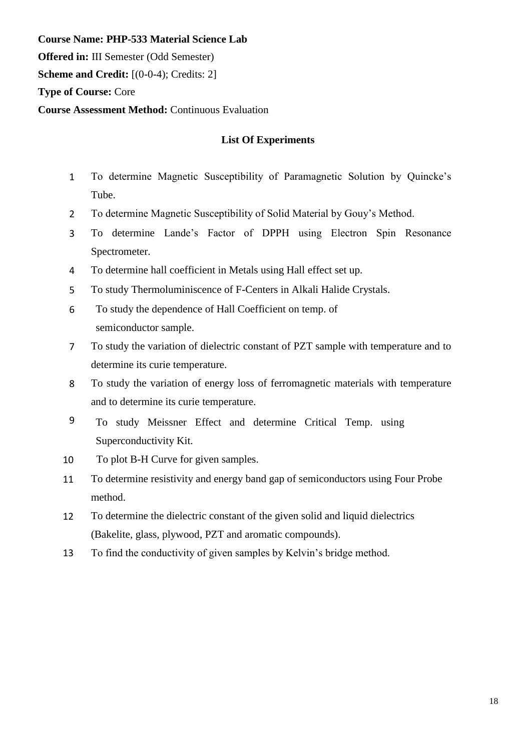**Course Name: PHP-533 Material Science Lab**

**Offered in:** III Semester (Odd Semester)

**Scheme and Credit:** [(0-0-4); Credits: 2]

**Type of Course:** Core

**Course Assessment Method:** Continuous Evaluation

## List Of Experiments

1. To determine Magnetic Susceptibility of Paramagnetic Solution by Quincke's Tube.
2. To determine Magnetic Susceptibility of Solid Material by Gouy's Method.
3. To determine Lande's Factor of DPPH using Electron Spin Resonance Spectrometer.
4. To determine hall coefficient in Metals using Hall effect set up.
5. To study Thermoluminiscence of F-Centers in Alkali Halide Crystals.
6. To study the dependence of Hall Coefficient on temp. of semiconductor sample.
7. To study the variation of dielectric constant of PZT sample with temperature and to determine its curie temperature.
8. To study the variation of energy loss of ferromagnetic materials with temperature and to determine its curie temperature.
9. To study Meissner Effect and determine Critical Temp. using Superconductivity Kit.
10. To plot B-H Curve for given samples.
11. To determine resistivity and energy band gap of semiconductors using Four Probe method.
12. To determine the dielectric constant of the given solid and liquid dielectrics (Bakelite, glass, plywood, PZT and aromatic compounds).
13. To find the conductivity of given samples by Kelvin's bridge method.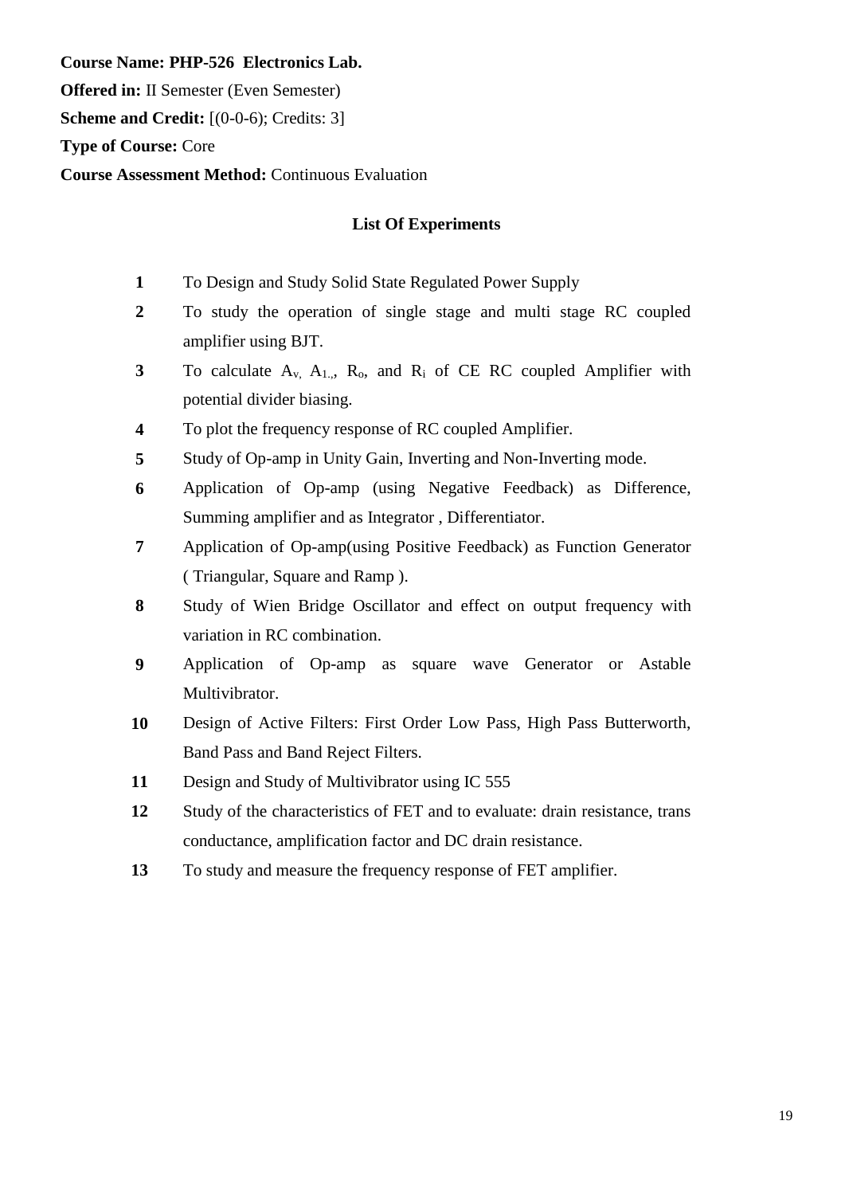**Course Name: PHP-526 Electronics Lab.**

**Offered in:** II Semester (Even Semester)

**Scheme and Credit:** [(0-0-6); Credits: 3]

**Type of Course:** Core

**Course Assessment Method:** Continuous Evaluation

## List Of Experiments

1. To Design and Study Solid State Regulated Power Supply
2. To study the operation of single stage and multi stage RC coupled amplifier using BJT.
3. To calculate $A_{v,}$ $A_{1.,}$, $R_o$, and $R_i$ of CE RC coupled Amplifier with potential divider biasing.
4. To plot the frequency response of RC coupled Amplifier.
5. Study of Op-amp in Unity Gain, Inverting and Non-Inverting mode.
6. Application of Op-amp (using Negative Feedback) as Difference, Summing amplifier and as Integrator , Differentiator.
7. Application of Op-amp(using Positive Feedback) as Function Generator ( Triangular, Square and Ramp ).
8. Study of Wien Bridge Oscillator and effect on output frequency with variation in RC combination.
9. Application of Op-amp as square wave Generator or Astable Multivibrator.
10. Design of Active Filters: First Order Low Pass, High Pass Butterworth, Band Pass and Band Reject Filters.
11. Design and Study of Multivibrator using IC 555
12. Study of the characteristics of FET and to evaluate: drain resistance, trans conductance, amplification factor and DC drain resistance.
13. To study and measure the frequency response of FET amplifier.